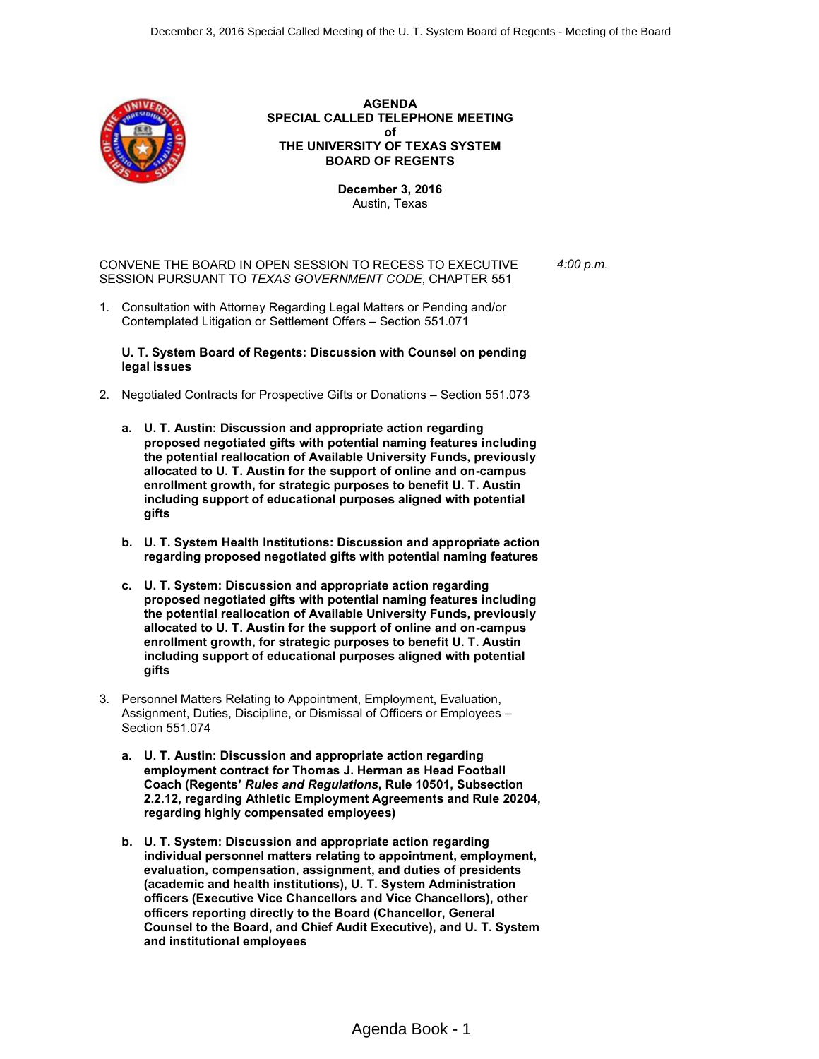**AGENDA**
**SPECIAL CALLED TELEPHONE MEETING**
**of**
**THE UNIVERSITY OF TEXAS SYSTEM**
**BOARD OF REGENTS**

**December 3, 2016**
Austin, Texas

CONVENE THE BOARD IN OPEN SESSION TO RECESS TO EXECUTIVE SESSION PURSUANT TO *TEXAS GOVERNMENT CODE*, CHAPTER 551 — *4:00 p.m.*

1. Consultation with Attorney Regarding Legal Matters or Pending and/or Contemplated Litigation or Settlement Offers – Section 551.071

   **U. T. System Board of Regents: Discussion with Counsel on pending legal issues**

2. Negotiated Contracts for Prospective Gifts or Donations – Section 551.073

   a. **U. T. Austin: Discussion and appropriate action regarding proposed negotiated gifts with potential naming features including the potential reallocation of Available University Funds, previously allocated to U. T. Austin for the support of online and on-campus enrollment growth, for strategic purposes to benefit U. T. Austin including support of educational purposes aligned with potential gifts**

   b. **U. T. System Health Institutions: Discussion and appropriate action regarding proposed negotiated gifts with potential naming features**

   c. **U. T. System: Discussion and appropriate action regarding proposed negotiated gifts with potential naming features including the potential reallocation of Available University Funds, previously allocated to U. T. Austin for the support of online and on-campus enrollment growth, for strategic purposes to benefit U. T. Austin including support of educational purposes aligned with potential gifts**

3. Personnel Matters Relating to Appointment, Employment, Evaluation, Assignment, Duties, Discipline, or Dismissal of Officers or Employees – Section 551.074

   a. **U. T. Austin: Discussion and appropriate action regarding employment contract for Thomas J. Herman as Head Football Coach (Regents' *Rules and Regulations*, Rule 10501, Subsection 2.2.12, regarding Athletic Employment Agreements and Rule 20204, regarding highly compensated employees)**

   b. **U. T. System: Discussion and appropriate action regarding individual personnel matters relating to appointment, employment, evaluation, compensation, assignment, and duties of presidents (academic and health institutions), U. T. System Administration officers (Executive Vice Chancellors and Vice Chancellors), other officers reporting directly to the Board (Chancellor, General Counsel to the Board, and Chief Audit Executive), and U. T. System and institutional employees**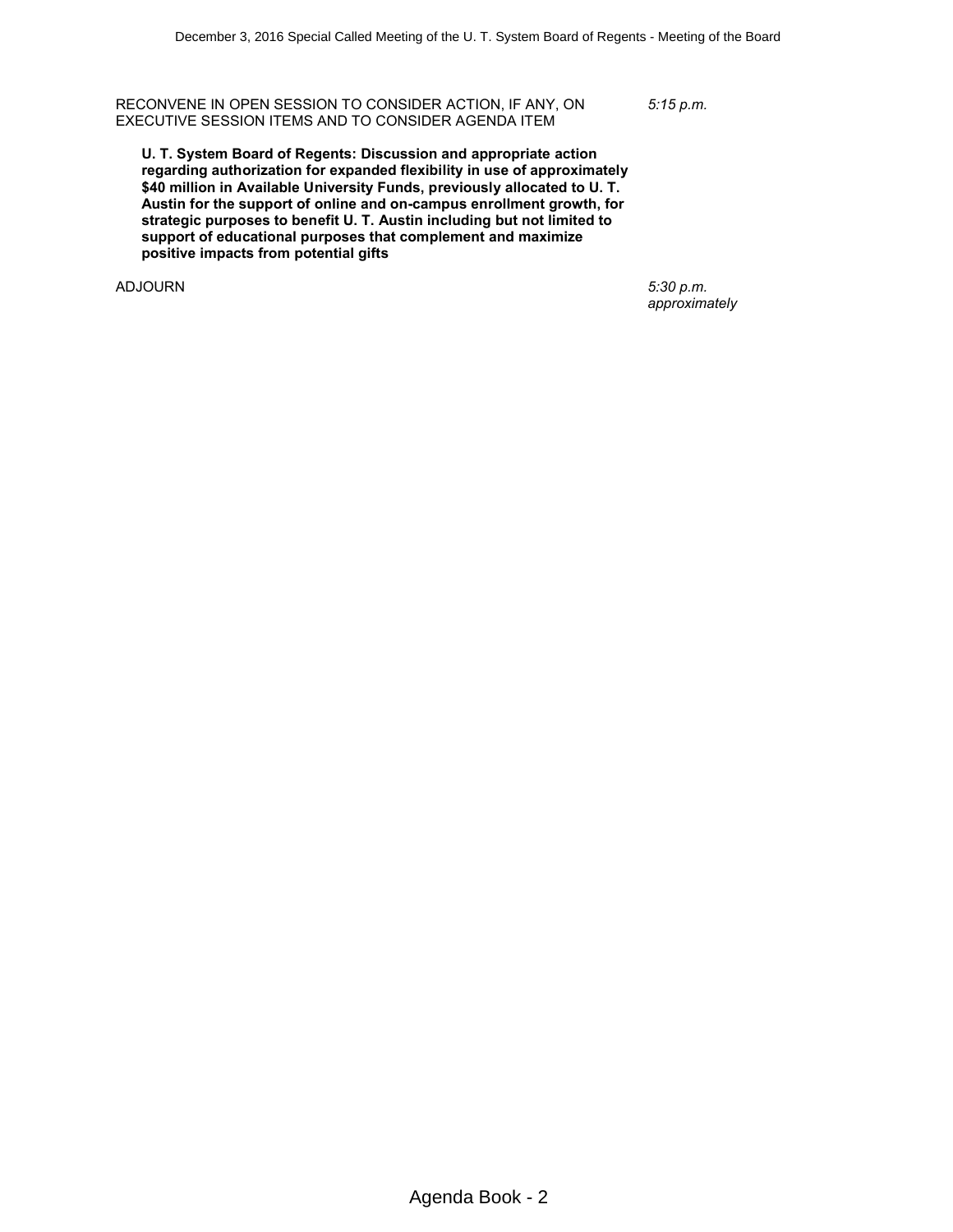RECONVENE IN OPEN SESSION TO CONSIDER ACTION, IF ANY, ON EXECUTIVE SESSION ITEMS AND TO CONSIDER AGENDA ITEM — *5:15 p.m.*

**U. T. System Board of Regents: Discussion and appropriate action regarding authorization for expanded flexibility in use of approximately $40 million in Available University Funds, previously allocated to U. T. Austin for the support of online and on-campus enrollment growth, for strategic purposes to benefit U. T. Austin including but not limited to support of educational purposes that complement and maximize positive impacts from potential gifts**

ADJOURN — *5:30 p.m. approximately*